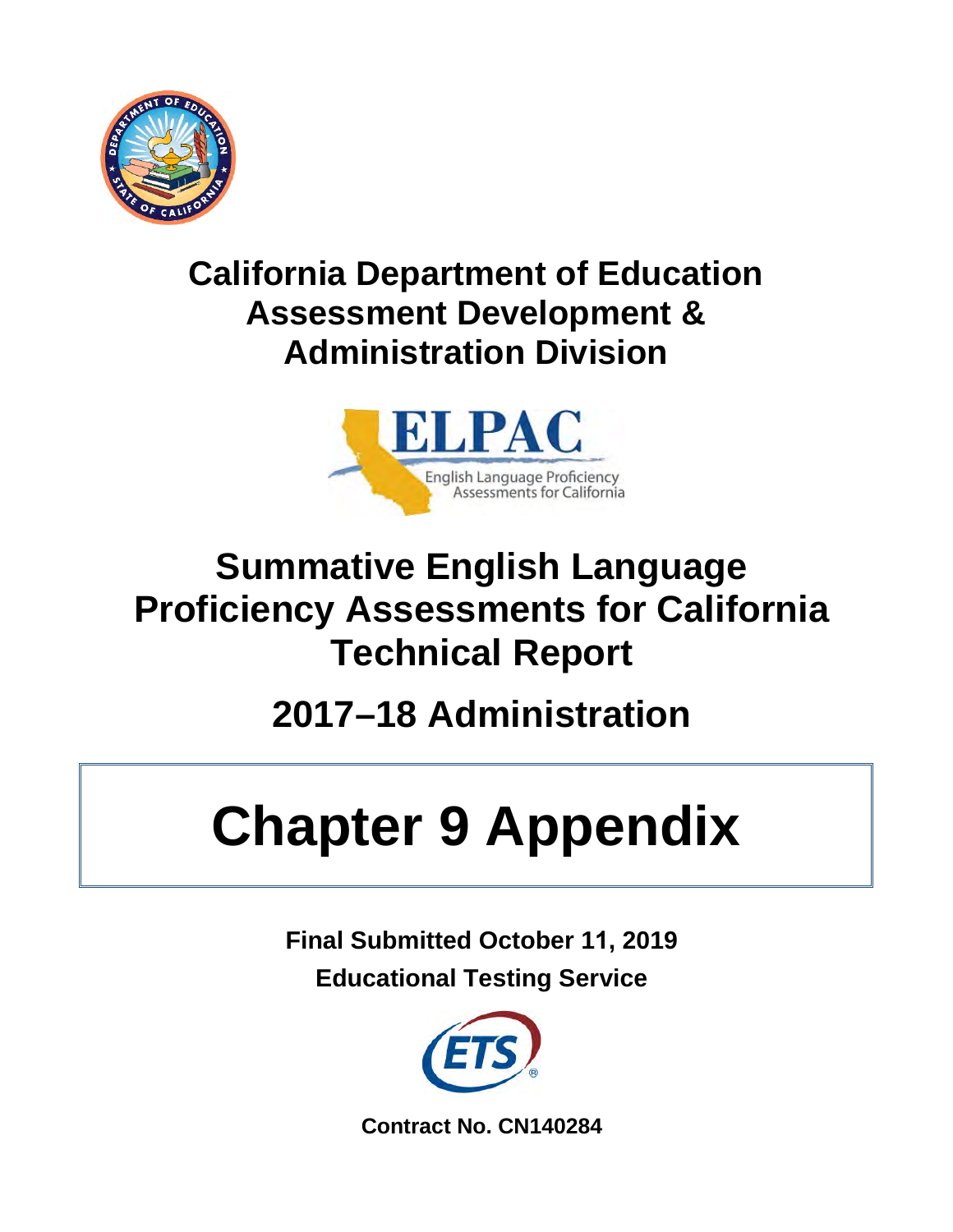# California Department of Education Assessment Development & Administration Division

ELPAC

English Language Proficiency Assessments for California

# Summative English Language Proficiency Assessments for California Technical Report

## 2017–18 Administration

# Chapter 9 Appendix

**Final Submitted October 11, 2019**

**Educational Testing Service**

**Contract No. CN140284**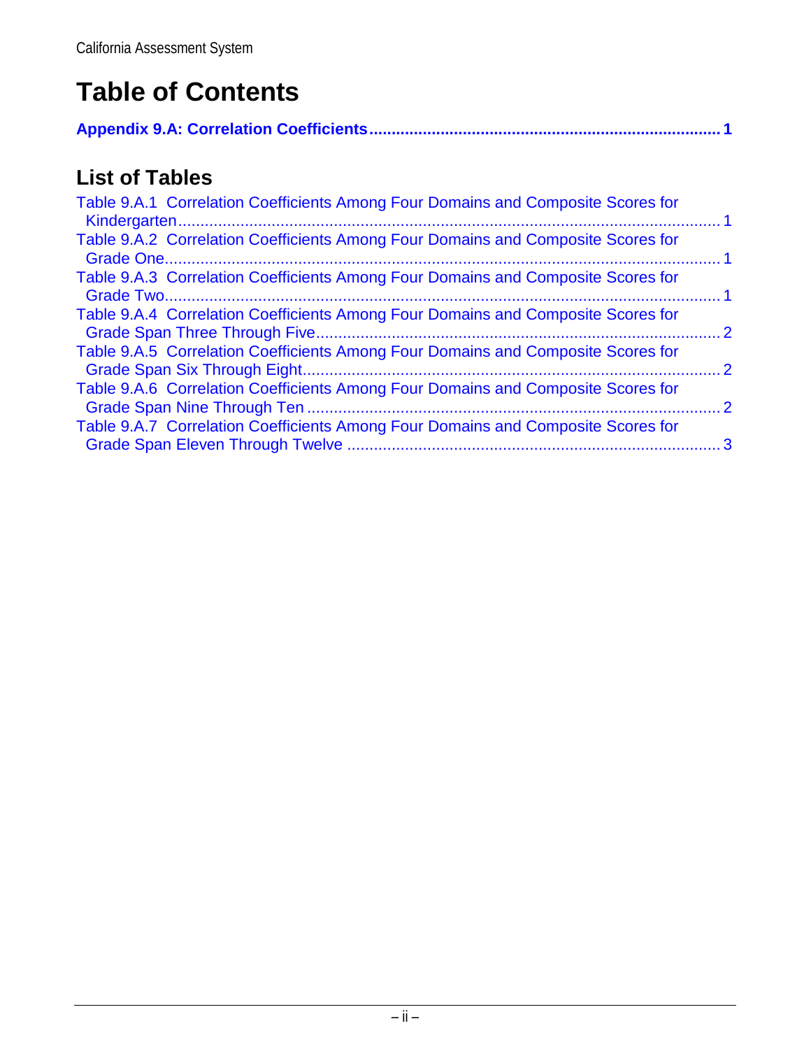# Table of Contents

**Appendix 9.A: Correlation Coefficients ..................................................................... 1**

## List of Tables

Table 9.A.1 Correlation Coefficients Among Four Domains and Composite Scores for Kindergarten ..................................................................................................................... 1
Table 9.A.2 Correlation Coefficients Among Four Domains and Composite Scores for Grade One ...................................................................................................................... 1
Table 9.A.3 Correlation Coefficients Among Four Domains and Composite Scores for Grade Two ...................................................................................................................... 1
Table 9.A.4 Correlation Coefficients Among Four Domains and Composite Scores for Grade Span Three Through Five ...................................................................................... 2
Table 9.A.5 Correlation Coefficients Among Four Domains and Composite Scores for Grade Span Six Through Eight ......................................................................................... 2
Table 9.A.6 Correlation Coefficients Among Four Domains and Composite Scores for Grade Span Nine Through Ten ......................................................................................... 2
Table 9.A.7 Correlation Coefficients Among Four Domains and Composite Scores for Grade Span Eleven Through Twelve ................................................................................ 3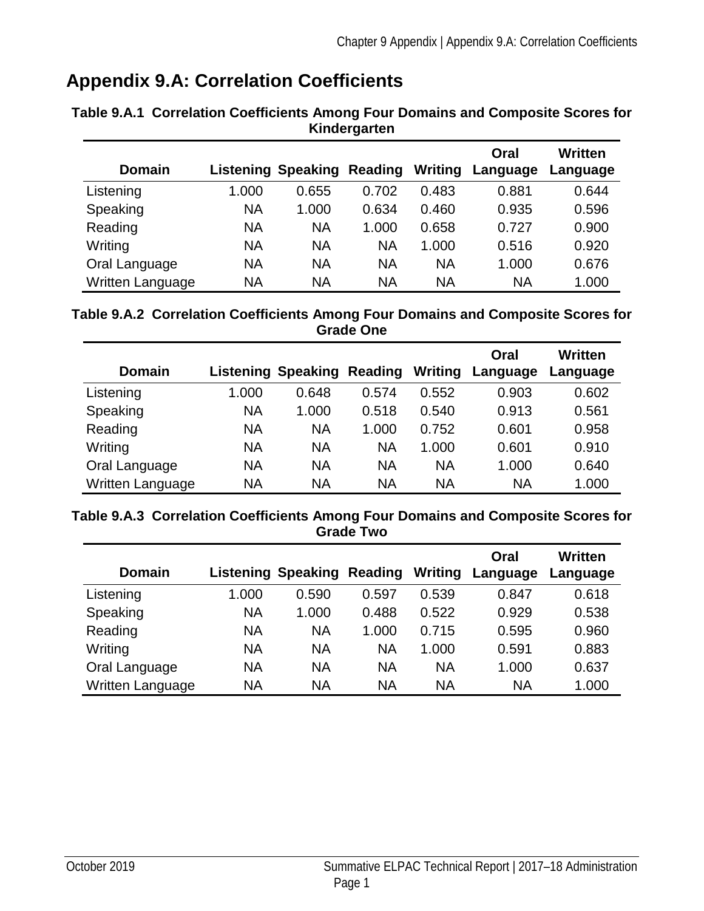## Appendix 9.A: Correlation Coefficients

**Table 9.A.1 Correlation Coefficients Among Four Domains and Composite Scores for Kindergarten**

| Domain | Listening | Speaking | Reading | Writing | Oral Language | Written Language |
|---|---|---|---|---|---|---|
| Listening | 1.000 | 0.655 | 0.702 | 0.483 | 0.881 | 0.644 |
| Speaking | NA | 1.000 | 0.634 | 0.460 | 0.935 | 0.596 |
| Reading | NA | NA | 1.000 | 0.658 | 0.727 | 0.900 |
| Writing | NA | NA | NA | 1.000 | 0.516 | 0.920 |
| Oral Language | NA | NA | NA | NA | 1.000 | 0.676 |
| Written Language | NA | NA | NA | NA | NA | 1.000 |

**Table 9.A.2 Correlation Coefficients Among Four Domains and Composite Scores for Grade One**

| Domain | Listening | Speaking | Reading | Writing | Oral Language | Written Language |
|---|---|---|---|---|---|---|
| Listening | 1.000 | 0.648 | 0.574 | 0.552 | 0.903 | 0.602 |
| Speaking | NA | 1.000 | 0.518 | 0.540 | 0.913 | 0.561 |
| Reading | NA | NA | 1.000 | 0.752 | 0.601 | 0.958 |
| Writing | NA | NA | NA | 1.000 | 0.601 | 0.910 |
| Oral Language | NA | NA | NA | NA | 1.000 | 0.640 |
| Written Language | NA | NA | NA | NA | NA | 1.000 |

**Table 9.A.3 Correlation Coefficients Among Four Domains and Composite Scores for Grade Two**

| Domain | Listening | Speaking | Reading | Writing | Oral Language | Written Language |
|---|---|---|---|---|---|---|
| Listening | 1.000 | 0.590 | 0.597 | 0.539 | 0.847 | 0.618 |
| Speaking | NA | 1.000 | 0.488 | 0.522 | 0.929 | 0.538 |
| Reading | NA | NA | 1.000 | 0.715 | 0.595 | 0.960 |
| Writing | NA | NA | NA | 1.000 | 0.591 | 0.883 |
| Oral Language | NA | NA | NA | NA | 1.000 | 0.637 |
| Written Language | NA | NA | NA | NA | NA | 1.000 |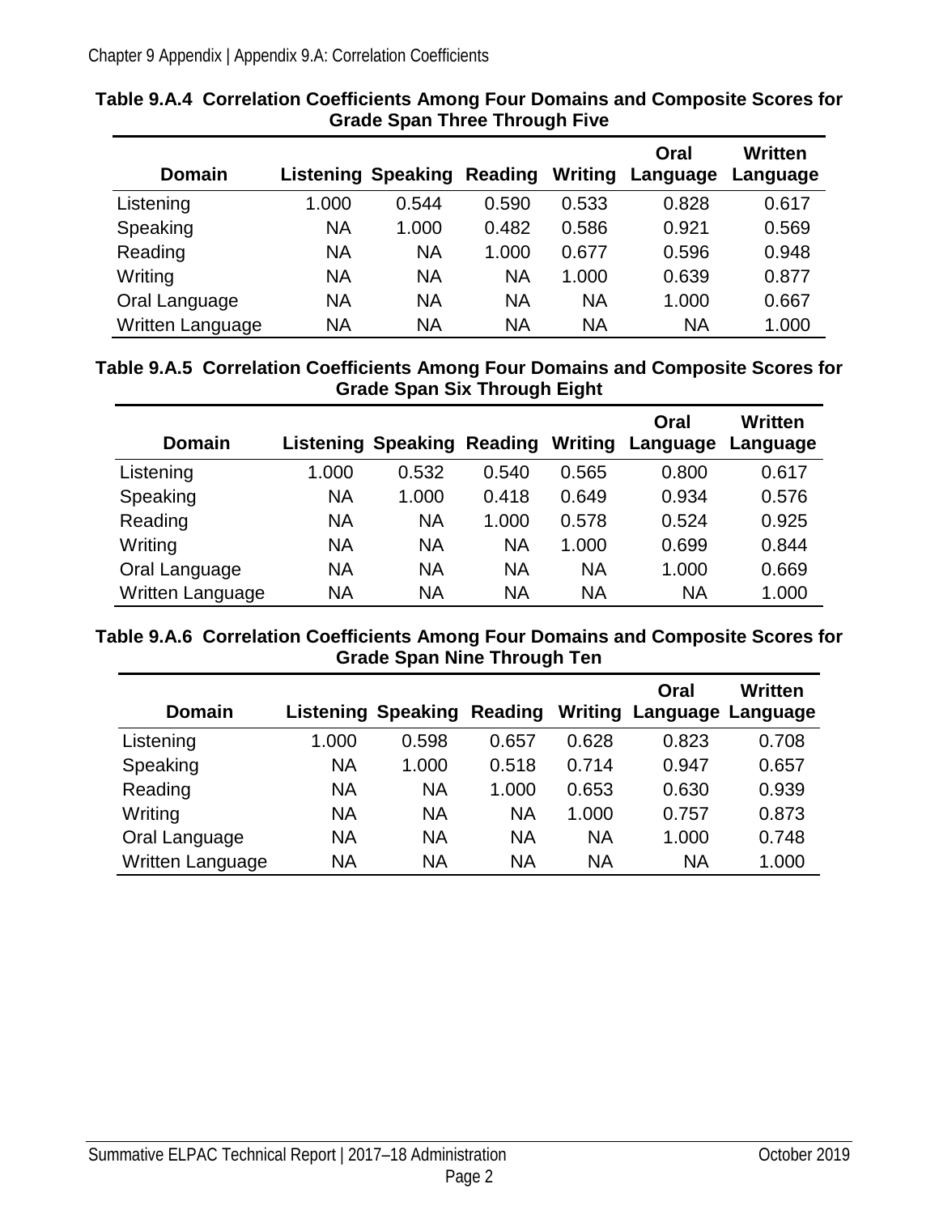**Table 9.A.4 Correlation Coefficients Among Four Domains and Composite Scores for Grade Span Three Through Five**

| Domain | Listening | Speaking | Reading | Writing | Oral Language | Written Language |
|---|---|---|---|---|---|---|
| Listening | 1.000 | 0.544 | 0.590 | 0.533 | 0.828 | 0.617 |
| Speaking | NA | 1.000 | 0.482 | 0.586 | 0.921 | 0.569 |
| Reading | NA | NA | 1.000 | 0.677 | 0.596 | 0.948 |
| Writing | NA | NA | NA | 1.000 | 0.639 | 0.877 |
| Oral Language | NA | NA | NA | NA | 1.000 | 0.667 |
| Written Language | NA | NA | NA | NA | NA | 1.000 |

**Table 9.A.5 Correlation Coefficients Among Four Domains and Composite Scores for Grade Span Six Through Eight**

| Domain | Listening | Speaking | Reading | Writing | Oral Language | Written Language |
|---|---|---|---|---|---|---|
| Listening | 1.000 | 0.532 | 0.540 | 0.565 | 0.800 | 0.617 |
| Speaking | NA | 1.000 | 0.418 | 0.649 | 0.934 | 0.576 |
| Reading | NA | NA | 1.000 | 0.578 | 0.524 | 0.925 |
| Writing | NA | NA | NA | 1.000 | 0.699 | 0.844 |
| Oral Language | NA | NA | NA | NA | 1.000 | 0.669 |
| Written Language | NA | NA | NA | NA | NA | 1.000 |

**Table 9.A.6 Correlation Coefficients Among Four Domains and Composite Scores for Grade Span Nine Through Ten**

| Domain | Listening | Speaking | Reading | Writing | Oral Language | Written Language |
|---|---|---|---|---|---|---|
| Listening | 1.000 | 0.598 | 0.657 | 0.628 | 0.823 | 0.708 |
| Speaking | NA | 1.000 | 0.518 | 0.714 | 0.947 | 0.657 |
| Reading | NA | NA | 1.000 | 0.653 | 0.630 | 0.939 |
| Writing | NA | NA | NA | 1.000 | 0.757 | 0.873 |
| Oral Language | NA | NA | NA | NA | 1.000 | 0.748 |
| Written Language | NA | NA | NA | NA | NA | 1.000 |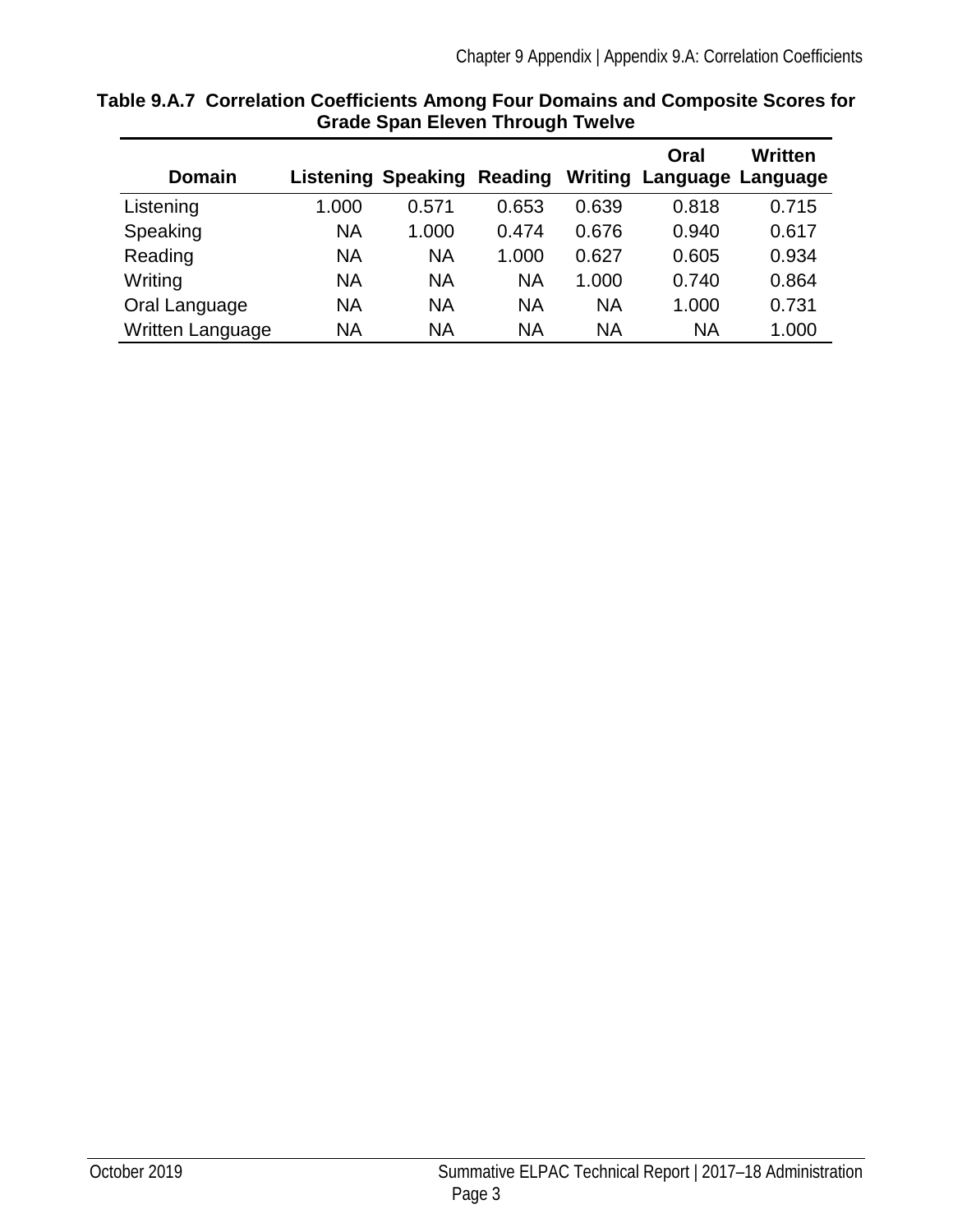**Table 9.A.7 Correlation Coefficients Among Four Domains and Composite Scores for Grade Span Eleven Through Twelve**

| Domain | Listening | Speaking | Reading | Writing | Oral Language | Written Language |
|---|---|---|---|---|---|---|
| Listening | 1.000 | 0.571 | 0.653 | 0.639 | 0.818 | 0.715 |
| Speaking | NA | 1.000 | 0.474 | 0.676 | 0.940 | 0.617 |
| Reading | NA | NA | 1.000 | 0.627 | 0.605 | 0.934 |
| Writing | NA | NA | NA | 1.000 | 0.740 | 0.864 |
| Oral Language | NA | NA | NA | NA | 1.000 | 0.731 |
| Written Language | NA | NA | NA | NA | NA | 1.000 |